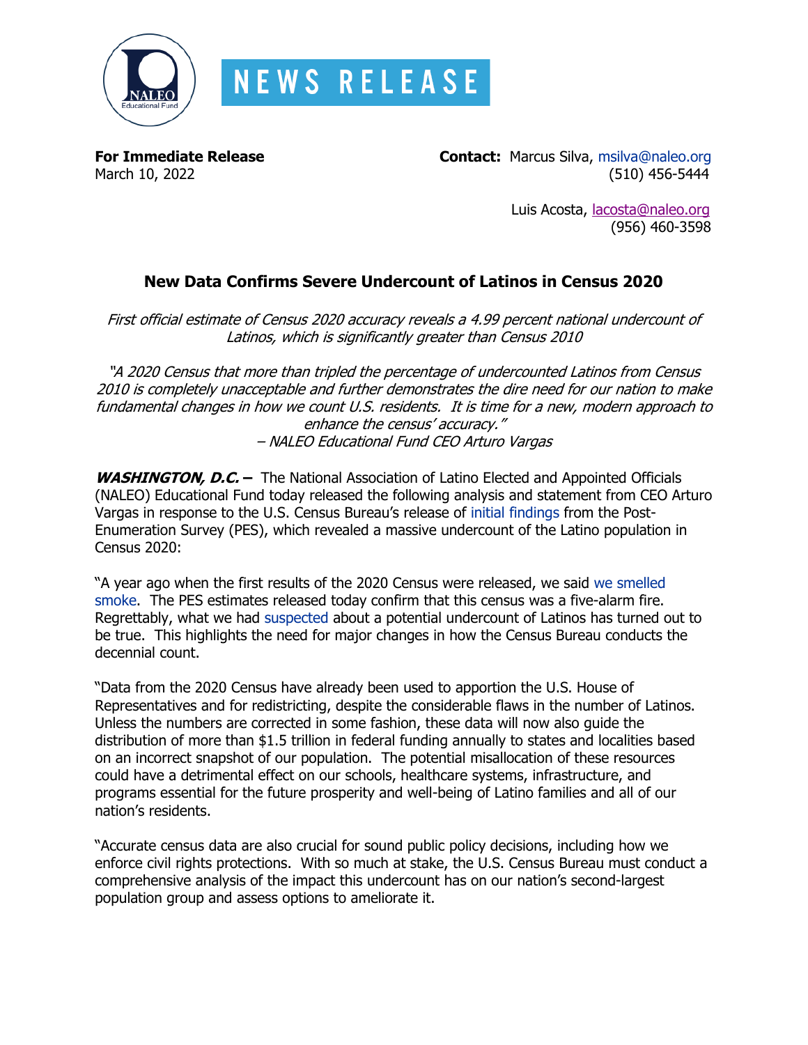# NEWS RELEASE

**For Immediate Release**
March 10, 2022

**Contact:** Marcus Silva, msilva@naleo.org
(510) 456-5444

Luis Acosta, lacosta@naleo.org
(956) 460-3598

## New Data Confirms Severe Undercount of Latinos in Census 2020

*First official estimate of Census 2020 accuracy reveals a 4.99 percent national undercount of Latinos, which is significantly greater than Census 2010*

*"A 2020 Census that more than tripled the percentage of undercounted Latinos from Census 2010 is completely unacceptable and further demonstrates the dire need for our nation to make fundamental changes in how we count U.S. residents. It is time for a new, modern approach to enhance the census' accuracy."*
*– NALEO Educational Fund CEO Arturo Vargas*

***WASHINGTON, D.C.* –** The National Association of Latino Elected and Appointed Officials (NALEO) Educational Fund today released the following analysis and statement from CEO Arturo Vargas in response to the U.S. Census Bureau's release of initial findings from the Post-Enumeration Survey (PES), which revealed a massive undercount of the Latino population in Census 2020:

"A year ago when the first results of the 2020 Census were released, we said we smelled smoke. The PES estimates released today confirm that this census was a five-alarm fire. Regrettably, what we had suspected about a potential undercount of Latinos has turned out to be true. This highlights the need for major changes in how the Census Bureau conducts the decennial count.

"Data from the 2020 Census have already been used to apportion the U.S. House of Representatives and for redistricting, despite the considerable flaws in the number of Latinos. Unless the numbers are corrected in some fashion, these data will now also guide the distribution of more than $1.5 trillion in federal funding annually to states and localities based on an incorrect snapshot of our population. The potential misallocation of these resources could have a detrimental effect on our schools, healthcare systems, infrastructure, and programs essential for the future prosperity and well-being of Latino families and all of our nation's residents.

"Accurate census data are also crucial for sound public policy decisions, including how we enforce civil rights protections. With so much at stake, the U.S. Census Bureau must conduct a comprehensive analysis of the impact this undercount has on our nation's second-largest population group and assess options to ameliorate it.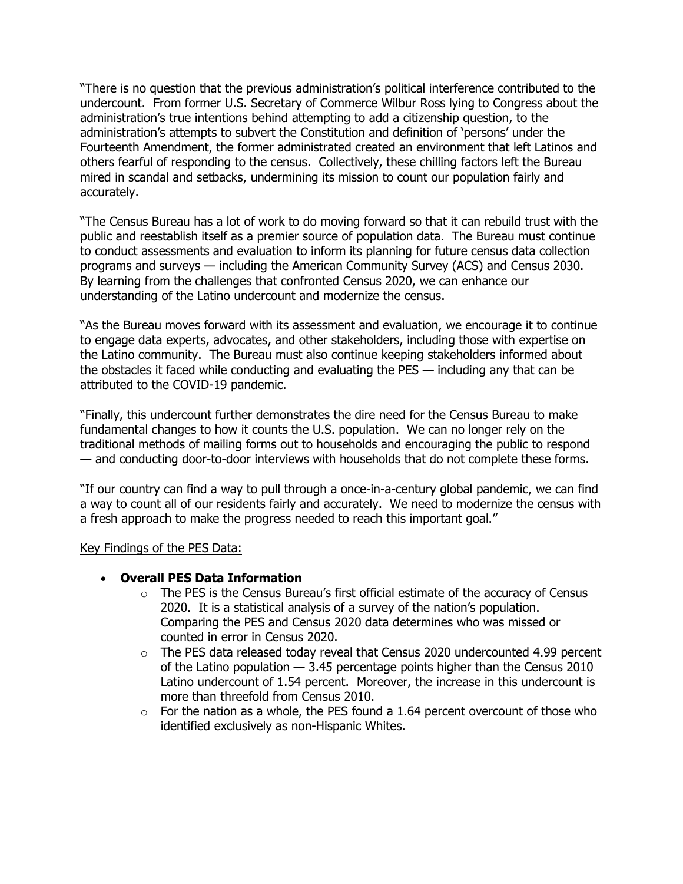"There is no question that the previous administration's political interference contributed to the undercount. From former U.S. Secretary of Commerce Wilbur Ross lying to Congress about the administration's true intentions behind attempting to add a citizenship question, to the administration's attempts to subvert the Constitution and definition of 'persons' under the Fourteenth Amendment, the former administrated created an environment that left Latinos and others fearful of responding to the census. Collectively, these chilling factors left the Bureau mired in scandal and setbacks, undermining its mission to count our population fairly and accurately.

"The Census Bureau has a lot of work to do moving forward so that it can rebuild trust with the public and reestablish itself as a premier source of population data. The Bureau must continue to conduct assessments and evaluation to inform its planning for future census data collection programs and surveys — including the American Community Survey (ACS) and Census 2030. By learning from the challenges that confronted Census 2020, we can enhance our understanding of the Latino undercount and modernize the census.

"As the Bureau moves forward with its assessment and evaluation, we encourage it to continue to engage data experts, advocates, and other stakeholders, including those with expertise on the Latino community. The Bureau must also continue keeping stakeholders informed about the obstacles it faced while conducting and evaluating the PES — including any that can be attributed to the COVID-19 pandemic.

"Finally, this undercount further demonstrates the dire need for the Census Bureau to make fundamental changes to how it counts the U.S. population. We can no longer rely on the traditional methods of mailing forms out to households and encouraging the public to respond — and conducting door-to-door interviews with households that do not complete these forms.

"If our country can find a way to pull through a once-in-a-century global pandemic, we can find a way to count all of our residents fairly and accurately. We need to modernize the census with a fresh approach to make the progress needed to reach this important goal."

<u>Key Findings of the PES Data:</u>

- **Overall PES Data Information**
  - The PES is the Census Bureau's first official estimate of the accuracy of Census 2020. It is a statistical analysis of a survey of the nation's population. Comparing the PES and Census 2020 data determines who was missed or counted in error in Census 2020.
  - The PES data released today reveal that Census 2020 undercounted 4.99 percent of the Latino population — 3.45 percentage points higher than the Census 2010 Latino undercount of 1.54 percent. Moreover, the increase in this undercount is more than threefold from Census 2010.
  - For the nation as a whole, the PES found a 1.64 percent overcount of those who identified exclusively as non-Hispanic Whites.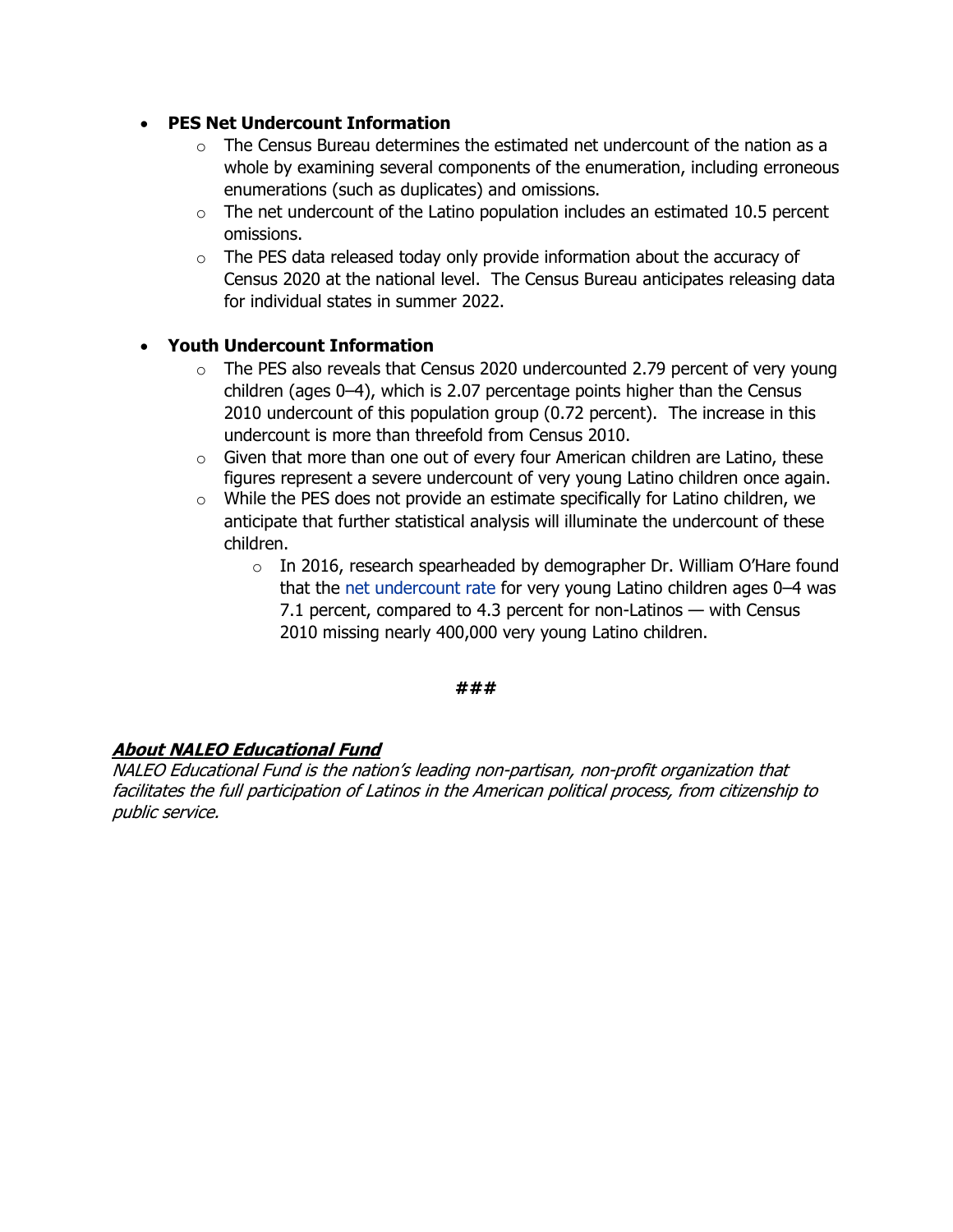- **PES Net Undercount Information**
  - The Census Bureau determines the estimated net undercount of the nation as a whole by examining several components of the enumeration, including erroneous enumerations (such as duplicates) and omissions.
  - The net undercount of the Latino population includes an estimated 10.5 percent omissions.
  - The PES data released today only provide information about the accuracy of Census 2020 at the national level. The Census Bureau anticipates releasing data for individual states in summer 2022.

- **Youth Undercount Information**
  - The PES also reveals that Census 2020 undercounted 2.79 percent of very young children (ages 0–4), which is 2.07 percentage points higher than the Census 2010 undercount of this population group (0.72 percent). The increase in this undercount is more than threefold from Census 2010.
  - Given that more than one out of every four American children are Latino, these figures represent a severe undercount of very young Latino children once again.
  - While the PES does not provide an estimate specifically for Latino children, we anticipate that further statistical analysis will illuminate the undercount of these children.
    - In 2016, research spearheaded by demographer Dr. William O'Hare found that the net undercount rate for very young Latino children ages 0–4 was 7.1 percent, compared to 4.3 percent for non-Latinos — with Census 2010 missing nearly 400,000 very young Latino children.

###

***About NALEO Educational Fund***

*NALEO Educational Fund is the nation's leading non-partisan, non-profit organization that facilitates the full participation of Latinos in the American political process, from citizenship to public service.*